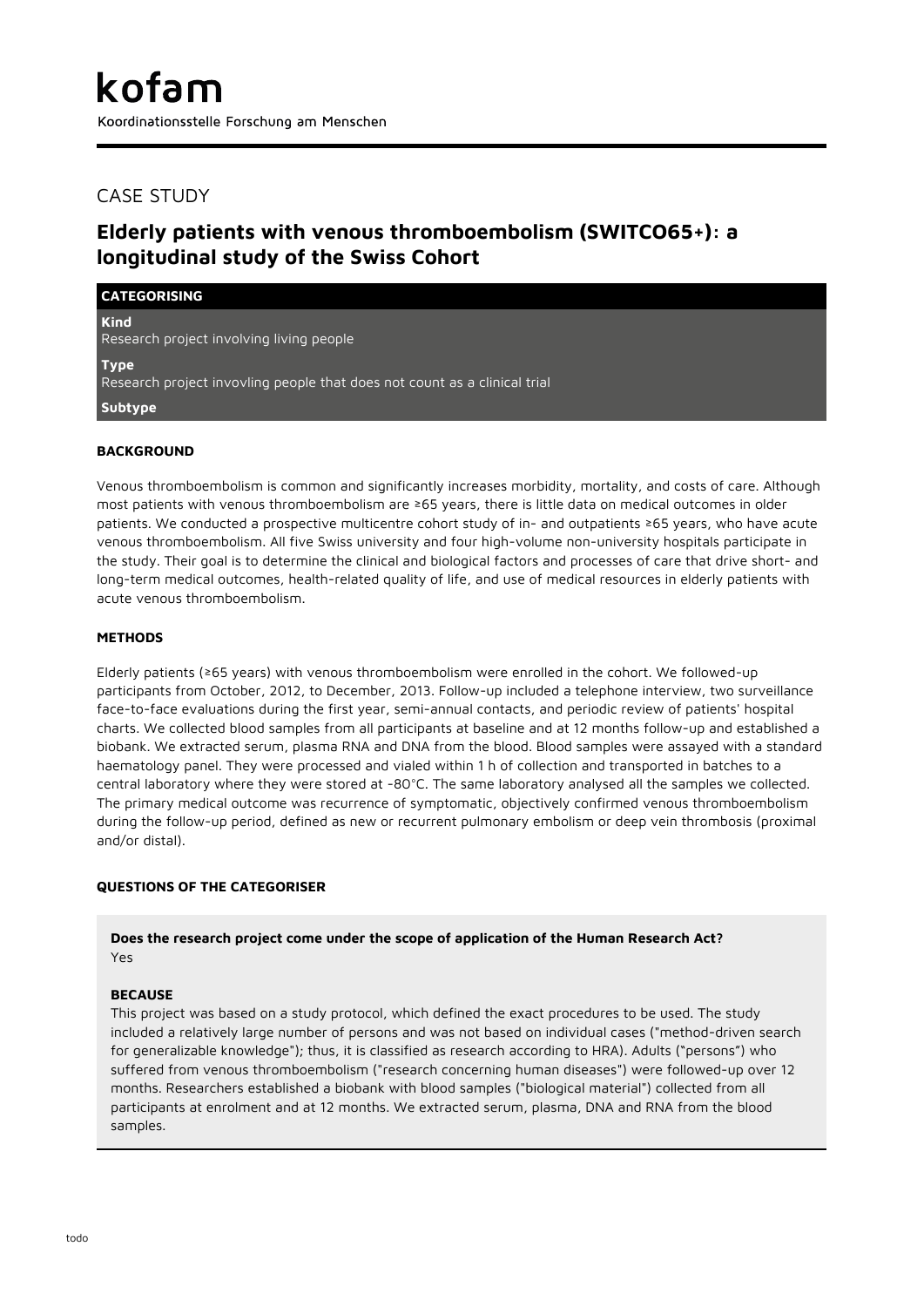kofam

Koordinationsstelle Forschung am Menschen

## CASE STUDY

# Elderly patients with venous thromboembolism (SWITCO65+): a longitudinal study of the Swiss Cohort

**CATEGORISING**

**Kind**
Research project involving living people

**Type**
Research project invovling people that does not count as a clinical trial

**Subtype**

### BACKGROUND

Venous thromboembolism is common and significantly increases morbidity, mortality, and costs of care. Although most patients with venous thromboembolism are ≥65 years, there is little data on medical outcomes in older patients. We conducted a prospective multicentre cohort study of in- and outpatients ≥65 years, who have acute venous thromboembolism. All five Swiss university and four high-volume non-university hospitals participate in the study. Their goal is to determine the clinical and biological factors and processes of care that drive short- and long-term medical outcomes, health-related quality of life, and use of medical resources in elderly patients with acute venous thromboembolism.

### METHODS

Elderly patients (≥65 years) with venous thromboembolism were enrolled in the cohort. We followed-up participants from October, 2012, to December, 2013. Follow-up included a telephone interview, two surveillance face-to-face evaluations during the first year, semi-annual contacts, and periodic review of patients' hospital charts. We collected blood samples from all participants at baseline and at 12 months follow-up and established a biobank. We extracted serum, plasma RNA and DNA from the blood. Blood samples were assayed with a standard haematology panel. They were processed and vialed within 1 h of collection and transported in batches to a central laboratory where they were stored at -80°C. The same laboratory analysed all the samples we collected. The primary medical outcome was recurrence of symptomatic, objectively confirmed venous thromboembolism during the follow-up period, defined as new or recurrent pulmonary embolism or deep vein thrombosis (proximal and/or distal).

### QUESTIONS OF THE CATEGORISER

**Does the research project come under the scope of application of the Human Research Act?**
Yes

**BECAUSE**
This project was based on a study protocol, which defined the exact procedures to be used. The study included a relatively large number of persons and was not based on individual cases ("method-driven search for generalizable knowledge"); thus, it is classified as research according to HRA). Adults ("persons") who suffered from venous thromboembolism ("research concerning human diseases") were followed-up over 12 months. Researchers established a biobank with blood samples ("biological material") collected from all participants at enrolment and at 12 months. We extracted serum, plasma, DNA and RNA from the blood samples.

todo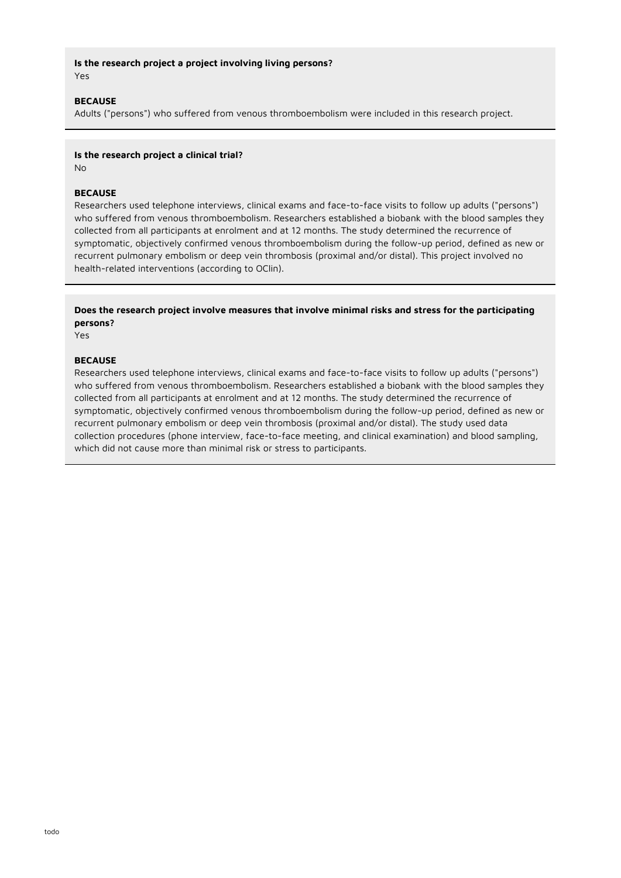**Is the research project a project involving living persons?**

Yes

**BECAUSE**

Adults ("persons") who suffered from venous thromboembolism were included in this research project.

**Is the research project a clinical trial?**

No

**BECAUSE**

Researchers used telephone interviews, clinical exams and face-to-face visits to follow up adults ("persons") who suffered from venous thromboembolism. Researchers established a biobank with the blood samples they collected from all participants at enrolment and at 12 months. The study determined the recurrence of symptomatic, objectively confirmed venous thromboembolism during the follow-up period, defined as new or recurrent pulmonary embolism or deep vein thrombosis (proximal and/or distal). This project involved no health-related interventions (according to OClin).

**Does the research project involve measures that involve minimal risks and stress for the participating persons?**

Yes

**BECAUSE**

Researchers used telephone interviews, clinical exams and face-to-face visits to follow up adults ("persons") who suffered from venous thromboembolism. Researchers established a biobank with the blood samples they collected from all participants at enrolment and at 12 months. The study determined the recurrence of symptomatic, objectively confirmed venous thromboembolism during the follow-up period, defined as new or recurrent pulmonary embolism or deep vein thrombosis (proximal and/or distal). The study used data collection procedures (phone interview, face-to-face meeting, and clinical examination) and blood sampling, which did not cause more than minimal risk or stress to participants.

todo